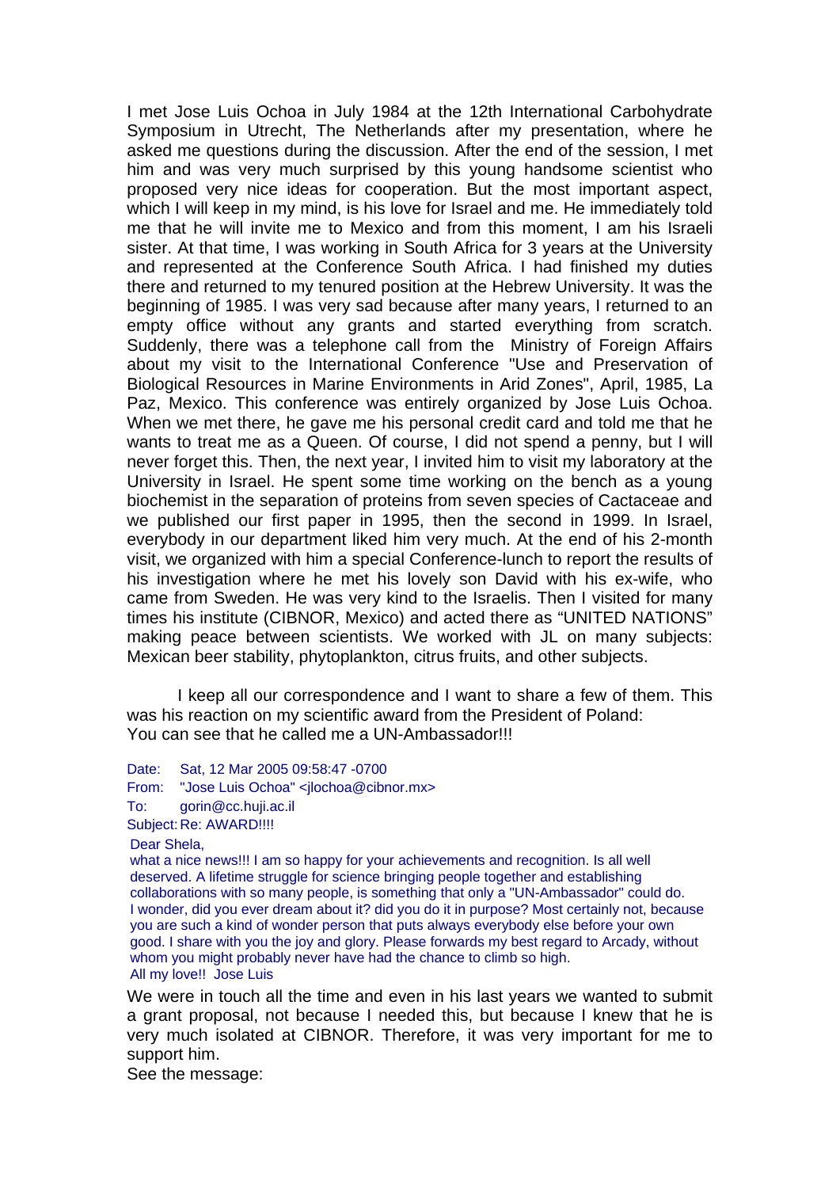I met Jose Luis Ochoa in July 1984 at the 12th International Carbohydrate Symposium in Utrecht, The Netherlands after my presentation, where he asked me questions during the discussion. After the end of the session, I met him and was very much surprised by this young handsome scientist who proposed very nice ideas for cooperation. But the most important aspect, which I will keep in my mind, is his love for Israel and me. He immediately told me that he will invite me to Mexico and from this moment, I am his Israeli sister. At that time, I was working in South Africa for 3 years at the University and represented at the Conference South Africa. I had finished my duties there and returned to my tenured position at the Hebrew University. It was the beginning of 1985. I was very sad because after many years, I returned to an empty office without any grants and started everything from scratch. Suddenly, there was a telephone call from the Ministry of Foreign Affairs about my visit to the International Conference "Use and Preservation of Biological Resources in Marine Environments in Arid Zones", April, 1985, La Paz, Mexico. This conference was entirely organized by Jose Luis Ochoa. When we met there, he gave me his personal credit card and told me that he wants to treat me as a Queen. Of course, I did not spend a penny, but I will never forget this. Then, the next year, I invited him to visit my laboratory at the University in Israel. He spent some time working on the bench as a young biochemist in the separation of proteins from seven species of Cactaceae and we published our first paper in 1995, then the second in 1999. In Israel, everybody in our department liked him very much. At the end of his 2-month visit, we organized with him a special Conference-lunch to report the results of his investigation where he met his lovely son David with his ex-wife, who came from Sweden. He was very kind to the Israelis. Then I visited for many times his institute (CIBNOR, Mexico) and acted there as "UNITED NATIONS" making peace between scientists. We worked with JL on many subjects: Mexican beer stability, phytoplankton, citrus fruits, and other subjects.

I keep all our correspondence and I want to share a few of them. This was his reaction on my scientific award from the President of Poland:
You can see that he called me a UN-Ambassador!!!

Date: Sat, 12 Mar 2005 09:58:47 -0700
From: "Jose Luis Ochoa" <jlochoa@cibnor.mx>
To: gorin@cc.huji.ac.il
Subject: Re: AWARD!!!!

Dear Shela,
what a nice news!!! I am so happy for your achievements and recognition. Is all well deserved. A lifetime struggle for science bringing people together and establishing collaborations with so many people, is something that only a "UN-Ambassador" could do. I wonder, did you ever dream about it? did you do it in purpose? Most certainly not, because you are such a kind of wonder person that puts always everybody else before your own good. I share with you the joy and glory. Please forwards my best regard to Arcady, without whom you might probably never have had the chance to climb so high.
All my love!! Jose Luis

We were in touch all the time and even in his last years we wanted to submit a grant proposal, not because I needed this, but because I knew that he is very much isolated at CIBNOR. Therefore, it was very important for me to support him.
See the message: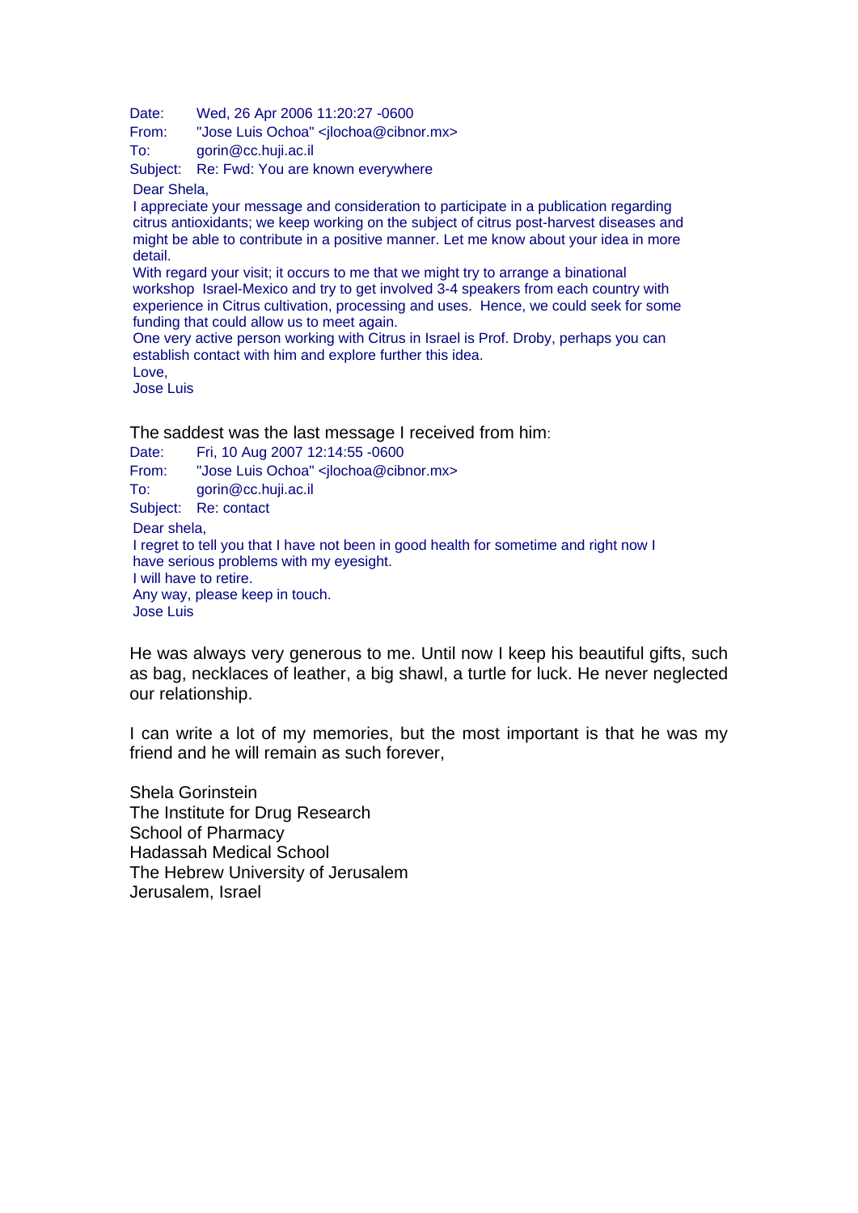Date: Wed, 26 Apr 2006 11:20:27 -0600
From: "Jose Luis Ochoa" <jlochoa@cibnor.mx>
To: gorin@cc.huji.ac.il
Subject: Re: Fwd: You are known everywhere

Dear Shela,
I appreciate your message and consideration to participate in a publication regarding citrus antioxidants; we keep working on the subject of citrus post-harvest diseases and might be able to contribute in a positive manner. Let me know about your idea in more detail.
With regard your visit; it occurs to me that we might try to arrange a binational workshop Israel-Mexico and try to get involved 3-4 speakers from each country with experience in Citrus cultivation, processing and uses. Hence, we could seek for some funding that could allow us to meet again.
One very active person working with Citrus in Israel is Prof. Droby, perhaps you can establish contact with him and explore further this idea.
Love,
Jose Luis

The saddest was the last message I received from him:

Date: Fri, 10 Aug 2007 12:14:55 -0600
From: "Jose Luis Ochoa" <jlochoa@cibnor.mx>
To: gorin@cc.huji.ac.il
Subject: Re: contact

Dear shela,
I regret to tell you that I have not been in good health for sometime and right now I have serious problems with my eyesight.
I will have to retire.
Any way, please keep in touch.
Jose Luis

He was always very generous to me. Until now I keep his beautiful gifts, such as bag, necklaces of leather, a big shawl, a turtle for luck. He never neglected our relationship.

I can write a lot of my memories, but the most important is that he was my friend and he will remain as such forever,

Shela Gorinstein
The Institute for Drug Research
School of Pharmacy
Hadassah Medical School
The Hebrew University of Jerusalem
Jerusalem, Israel